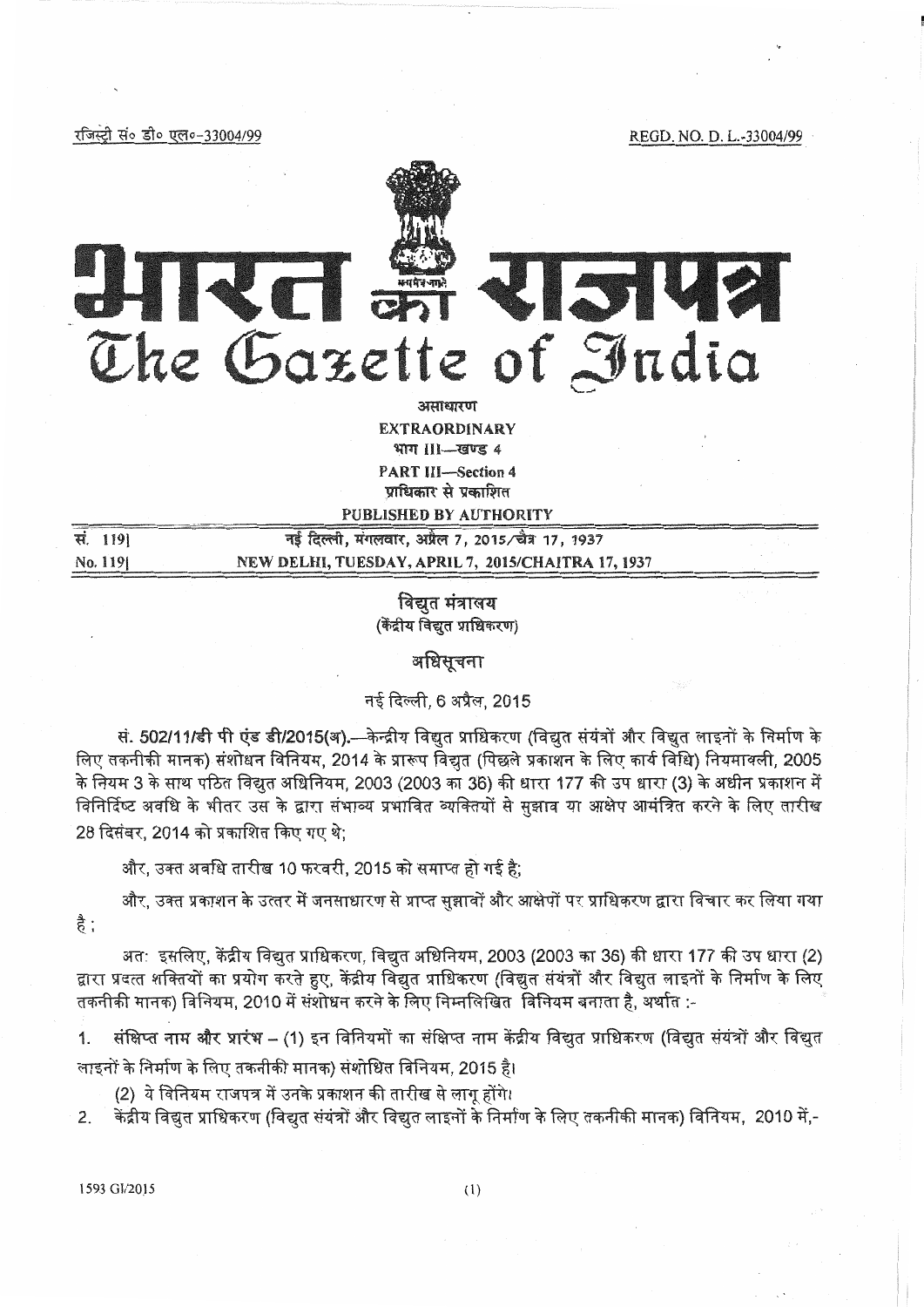रजिस्ट्री सं० डी० एल०-33004/99 REGD. NO. D. L.-33004/99

# भारत का राजपत्र
# The Gazette of India

असाधारण
**EXTRAORDINARY**
भाग III—खण्ड 4
**PART III—Section 4**
प्राधिकार से प्रकाशित
**PUBLISHED BY AUTHORITY**

| सं. 119] | नई दिल्ली, मंगलवार, अप्रैल 7, 2015/चैत्र 17, 1937 |
|---|---|
| No. 119] | NEW DELHI, TUESDAY, APRIL 7, 2015/CHAITRA 17, 1937 |

## विद्युत मंत्रालय
### (केंद्रीय विद्युत प्राधिकरण)

### अधिसूचना

नई दिल्ली, 6 अप्रैल, 2015

**सं. 502/11/डी पी एंड डी/2015(अ).**—केन्द्रीय विद्युत प्राधिकरण (विद्युत संयंत्रों और विद्युत लाइनों के निर्माण के लिए तकनीकी मानक) संशोधन विनियम, 2014 के प्रारूप विद्युत (पिछले प्रकाशन के लिए कार्य विधि) नियमावली, 2005 के नियम 3 के साथ पठित विद्युत अधिनियम, 2003 (2003 का 36) की धारा 177 की उप धारा (3) के अधीन प्रकाशन में विनिर्दिष्ट अवधि के भीतर उस के द्वारा संभाव्य प्रभावित व्यक्तियों से सुझाव या आक्षेप आमंत्रित करने के लिए तारीख 28 दिसंबर, 2014 को प्रकाशित किए गए थे;

और, उक्त अवधि तारीख 10 फरवरी, 2015 को समाप्त हो गई है;

और, उक्त प्रकाशन के उत्तर में जनसाधारण से प्राप्त सुझावों और आक्षेपों पर प्राधिकरण द्वारा विचार कर लिया गया है ;

अतः इसलिए, केंद्रीय विद्युत प्राधिकरण, विद्युत अधिनियम, 2003 (2003 का 36) की धारा 177 की उप धारा (2) द्वारा प्रदत्त शक्तियों का प्रयोग करते हुए, केंद्रीय विद्युत प्राधिकरण (विद्युत संयंत्रों और विद्युत लाइनों के निर्माण के लिए तकनीकी मानक) विनियम, 2010 में संशोधन करने के लिए निम्नलिखित विनियम बनाता है, अर्थात :-

1. संक्षिप्त नाम और प्रारंभ – (1) इन विनियमों का संक्षिप्त नाम केंद्रीय विद्युत प्राधिकरण (विद्युत संयंत्रों और विद्युत लाइनों के निर्माण के लिए तकनीकी मानक) संशोधित विनियम, 2015 है।

   (2) ये विनियम राजपत्र में उनके प्रकाशन की तारीख से लागू होंगे।

2. केंद्रीय विद्युत प्राधिकरण (विद्युत संयंत्रों और विद्युत लाइनों के निर्माण के लिए तकनीकी मानक) विनियम, 2010 में,-

1593 GI/2015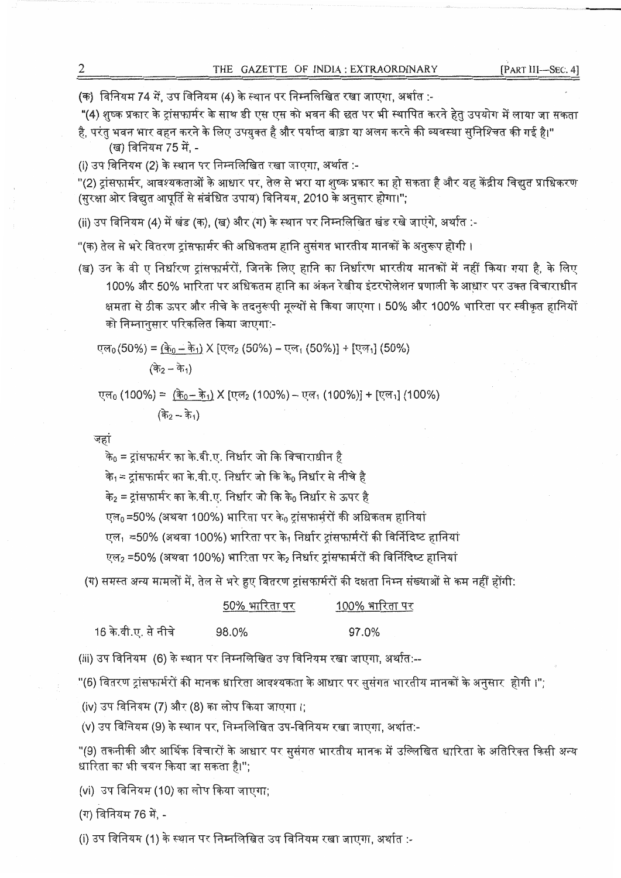(क) विनियम 74 में, उप विनियम (4) के स्थान पर निम्नलिखित रखा जाएगा, अर्थात :-

"(4) शुष्क प्रकार के ट्रांसफार्मर के साथ डी एस एस को भवन की छत पर भी स्थापित करने हेतु उपयोग में लाया जा सकता है, परंतु भवन भार वहन करने के लिए उपयुक्त है और पर्याप्त बाड़ा या अलग करने की व्यवस्था सुनिश्चित की गई है।"

(ख) विनियम 75 में, -

(i) उप विनियम (2) के स्थान पर निम्नलिखित रखा जाएगा, अर्थात :-

"(2) ट्रांसफार्मर, आवश्यकताओं के आधार पर, तेल से भरा या शुष्क प्रकार का हो सकता है और यह केंद्रीय विद्युत प्राधिकरण (सुरक्षा ओर विद्युत आपूर्ति से संबंधित उपाय) विनियम, 2010 के अनुसार होगा।";

(ii) उप विनियम (4) में खंड (क), (ख) और (ग) के स्थान पर निम्नलिखित खंड रखे जाएंगे, अर्थात :-

"(क) तेल से भरे वितरण ट्रांसफार्मर की अधिकतम हानि सुसंगत भारतीय मानकों के अनुरूप होगी ।

(ख) उन के वी ए निर्धारण ट्रांसफार्मरों, जिनके लिए हानि का निर्धारण भारतीय मानकों में नहीं किया गया है, के लिए 100% और 50% भारिता पर अधिकतम हानि का अंकन रेखीय इंटरपोलेशन प्रणाली के आधार पर उक्त विचाराधीन क्षमता से ठीक ऊपर और नीचे के तदनुरूपी मूल्यों से किया जाएगा । 50% और 100% भारिता पर स्वीकृत हानियों को निम्नानुसार परिकलित किया जाएगा:-

$$\text{एल}_0(50\%) = \frac{(\text{के}_0 - \text{के}_1)}{(\text{के}_2 - \text{के}_1)} \times [\text{एल}_2(50\%) - \text{एल}_1(50\%)] + [\text{एल}_1](50\%)$$

$$\text{एल}_0(100\%) = \frac{(\text{के}_0 - \text{के}_1)}{(\text{के}_2 - \text{के}_1)} \times [\text{एल}_2(100\%) - \text{एल}_1(100\%)] + [\text{एल}_1](100\%)$$

जहां

$\text{के}_0$ = ट्रांसफार्मर का के.वी.ए. निर्धार जो कि विचाराधीन है

$\text{के}_1$ = ट्रांसफार्मर का के.वी.ए. निर्धार जो कि $\text{के}_0$ निर्धार से नीचे है

$\text{के}_2$ = ट्रांसफार्मर का के.वी.ए. निर्धार जो कि $\text{के}_0$ निर्धार से ऊपर है

$\text{एल}_0$ =50% (अथवा 100%) भारिता पर $\text{के}_0$ ट्रांसफार्मरों की अधिकतम हानियां

$\text{एल}_1$ =50% (अथवा 100%) भारिता पर $\text{के}_1$ निर्धार ट्रांसफार्मरों की विर्निदिष्ट हानियां

$\text{एल}_2$ =50% (अथवा 100%) भारिता पर $\text{के}_2$ निर्धार ट्रांसफार्मरों की विर्निदिष्ट हानियां

(ग) समस्त अन्य मामलों में, तेल से भरे हुए वितरण ट्रांसफार्मरों की दक्षता निम्न संख्याओं से कम नहीं होंगी:

| | 50% भारिता पर | 100% भारिता पर |
|---|---|---|
| 16 के.वी.ए. से नीचे | 98.0% | 97.0% |

(iii) उप विनियम (6) के स्थान पर निम्नलिखित उप विनियम रखा जाएगा, अर्थात:--

"(6) वितरण ट्रांसफार्मरों की मानक धारिता आवश्यकता के आधार पर सुसंगत भारतीय मानकों के अनुसार होगी ।";

(iv) उप विनियम (7) और (8) का लोप किया जाएगा ।;

(v) उप विनियम (9) के स्थान पर, निम्नलिखित उप-विनियम रखा जाएगा, अर्थात:-

"(9) तकनीकी और आर्थिक विचारों के आधार पर सुसंगत भारतीय मानक में उल्लिखित धारिता के अतिरिक्त किसी अन्य धारिता का भी चयन किया जा सकता है।";

(vi) उप विनियम (10) का लोप किया जाएगा;

(ग) विनियम 76 में, -

(i) उप विनियम (1) के स्थान पर निम्नलिखित उप विनियम रखा जाएगा, अर्थात :-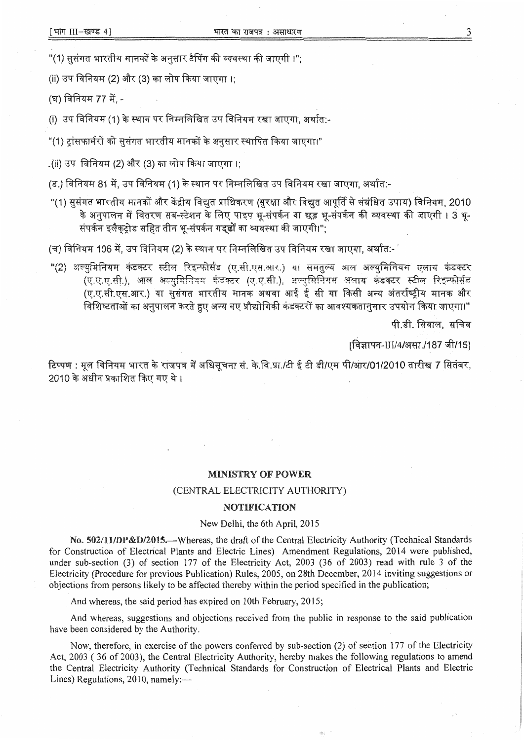"(1) सुसंगत भारतीय मानकों के अनुसार टैपिंग की व्यवस्था की जाएगी ।";

(ii) उप विनियम (2) और (3) का लोप किया जाएगा ।;

(घ) विनियम 77 में, -

(i) उप विनियम (1) के स्थान पर निम्नलिखित उप विनियम रखा जाएगा, अर्थात:-

"(1) ट्रांसफार्मरों को सुसंगत भारतीय मानकों के अनुसार स्थापित किया जाएगा।"

(ii) उप विनियम (2) और (3) का लोप किया जाएगा ।;

(ड.) विनियम 81 में, उप विनियम (1) के स्थान पर निम्नलिखित उप विनियम रखा जाएगा, अर्थात:-

"(1) सुसंगत भारतीय मानकों और केंद्रीय विद्युत प्राधिकरण (सुरक्षा और विद्युत आपूर्ति से संबंधित उपाय) विनियम, 2010 के अनुपालन में वितरण सब-स्टेशन के लिए पाइप भू-संपर्कन या छड़ भू-संपर्कन की व्यवस्था की जाएगी । 3 भू-संपर्कन इलैक्ट्रोड सहित तीन भू-संपर्कन गड्ढों का व्यवस्था की जाएगी।";

(च) विनियम 106 में, उप विनियम (2) के स्थान पर निम्नलिखित उप विनियम रखा जाएगा, अर्थात:-

"(2) अल्युमिनियम कंडक्टर स्टील रिइन्फोर्सड (ए.सी.एस.आर.) या समतुल्य आल अल्युमिनियम एलाय कंडक्टर (ए.ए.ए.सी.), आल अल्युमिनियम कंडक्टर (ए.ए.सी.), अल्युमिनियम अलाय कंडक्टर स्टील रिइन्फोर्सड (ए.ए.सी.एस.आर.) या सुसंगत भारतीय मानक अथवा आई ई सी या किसी अन्य अंतर्राष्ट्रीय मानक और विशिष्टताओं का अनुपालन करते हुए अन्य नए प्रौद्योगिकी कंडक्टरों का आवश्यकतानुसार उपयोग किया जाएगा।"

पी.डी. सिवाल, सचिव

[विज्ञापन-III/4/असा./187 जी/15]

टिप्पण : मूल विनियम भारत के राजपत्र में अधिसूचना सं. के.वि.प्रा./टी ई टी डी/एम पी/आर/01/2010 तारीख 7 सितंबर, 2010 के अधीन प्रकाशित किए गए थे ।

## MINISTRY OF POWER

### (CENTRAL ELECTRICITY AUTHORITY)

### NOTIFICATION

New Delhi, the 6th April, 2015

**No. 502/11/DP&D/2015.**—Whereas, the draft of the Central Electricity Authority (Technical Standards for Construction of Electrical Plants and Electric Lines) Amendment Regulations, 2014 were published, under sub-section (3) of section 177 of the Electricity Act, 2003 (36 of 2003) read with rule 3 of the Electricity (Procedure for previous Publication) Rules, 2005, on 28th December, 2014 inviting suggestions or objections from persons likely to be affected thereby within the period specified in the publication;

And whereas, the said period has expired on 10th February, 2015;

And whereas, suggestions and objections received from the public in response to the said publication have been considered by the Authority.

Now, therefore, in exercise of the powers conferred by sub-section (2) of section 177 of the Electricity Act, 2003 ( 36 of 2003), the Central Electricity Authority, hereby makes the following regulations to amend the Central Electricity Authority (Technical Standards for Construction of Electrical Plants and Electric Lines) Regulations, 2010, namely:—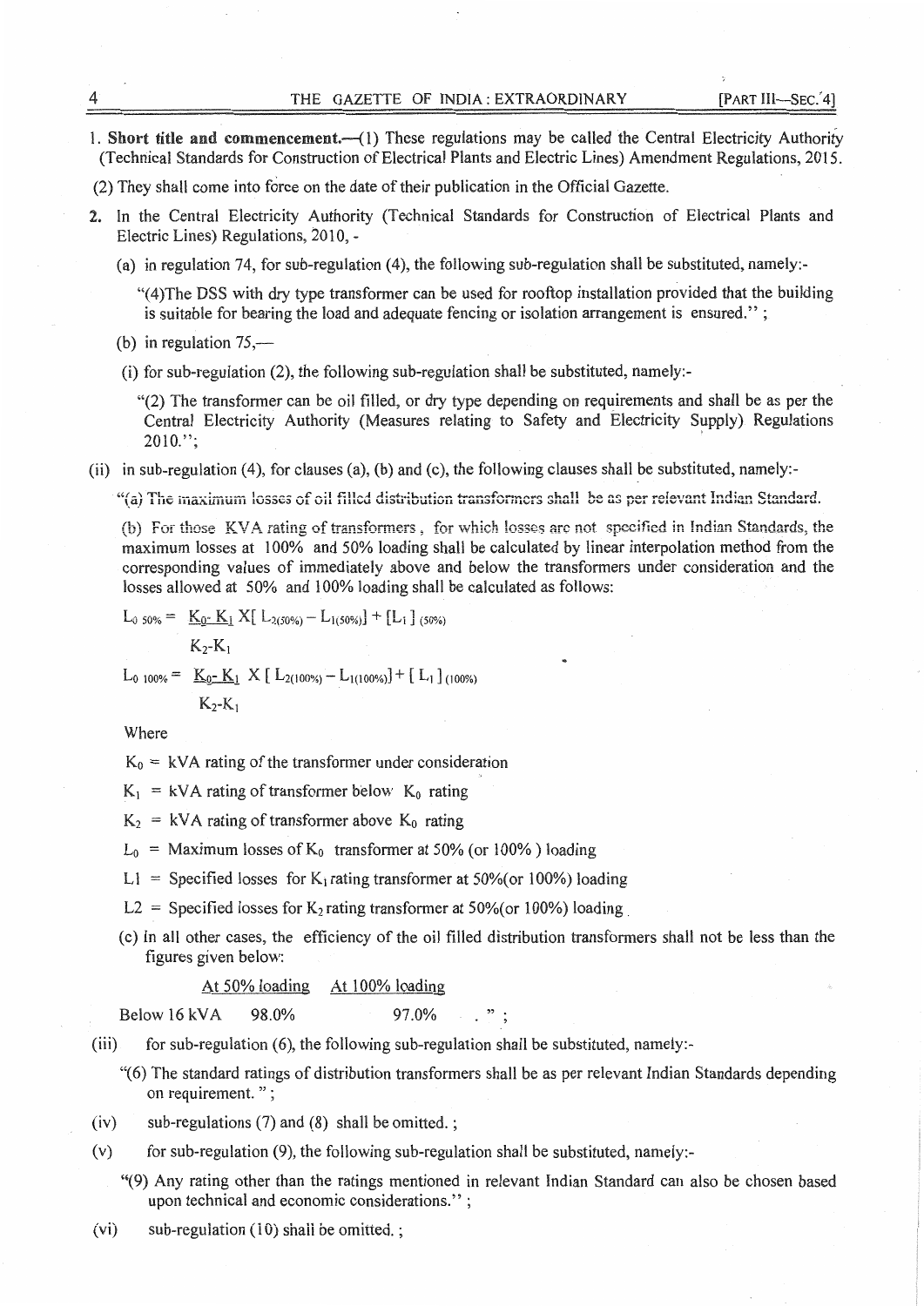1. **Short title and commencement.**—(1) These regulations may be called the Central Electricity Authority (Technical Standards for Construction of Electrical Plants and Electric Lines) Amendment Regulations, 2015.

(2) They shall come into force on the date of their publication in the Official Gazette.

2. In the Central Electricity Authority (Technical Standards for Construction of Electrical Plants and Electric Lines) Regulations, 2010, -

   (a) in regulation 74, for sub-regulation (4), the following sub-regulation shall be substituted, namely:-

   "(4)The DSS with dry type transformer can be used for rooftop installation provided that the building is suitable for bearing the load and adequate fencing or isolation arrangement is ensured." ;

   (b) in regulation 75,—

   (i) for sub-regulation (2), the following sub-regulation shall be substituted, namely:-

   "(2) The transformer can be oil filled, or dry type depending on requirements and shall be as per the Central Electricity Authority (Measures relating to Safety and Electricity Supply) Regulations 2010.";

(ii) in sub-regulation (4), for clauses (a), (b) and (c), the following clauses shall be substituted, namely:-

"(a) The maximum losses of oil filled distribution transformers shall be as per relevant Indian Standard.

(b) For those KVA rating of transformers , for which losses are not specified in Indian Standards, the maximum losses at 100% and 50% loading shall be calculated by linear interpolation method from the corresponding values of immediately above and below the transformers under consideration and the losses allowed at 50% and 100% loading shall be calculated as follows:

$$L_{0\ 50\%} = \frac{K_0 - K_1}{K_2 - K_1} X [ L_{2(50\%)} - L_{1(50\%)}] + [L_1]_{(50\%)}$$

$$L_{0\ 100\%} = \frac{K_0 - K_1}{K_2 - K_1} X [ L_{2(100\%)} - L_{1(100\%)}] + [L_1]_{(100\%)}$$

Where

$K_0$ = kVA rating of the transformer under consideration

$K_1$ = kVA rating of transformer below $K_0$ rating

$K_2$ = kVA rating of transformer above $K_0$ rating

$L_0$ = Maximum losses of $K_0$ transformer at 50% (or 100% ) loading

L1 = Specified losses for $K_1$ rating transformer at 50%(or 100%) loading

L2 = Specified losses for $K_2$ rating transformer at 50%(or 100%) loading

(c) In all other cases, the efficiency of the oil filled distribution transformers shall not be less than the figures given below:

| | At 50% loading | At 100% loading |
|---|---|---|
| Below 16 kVA | 98.0% | 97.0% |

." ;

(iii) for sub-regulation (6), the following sub-regulation shall be substituted, namely:-

"(6) The standard ratings of distribution transformers shall be as per relevant Indian Standards depending on requirement. " ;

(iv) sub-regulations (7) and (8) shall be omitted. ;

(v) for sub-regulation (9), the following sub-regulation shall be substituted, namely:-

"(9) Any rating other than the ratings mentioned in relevant Indian Standard can also be chosen based upon technical and economic considerations." ;

(vi) sub-regulation (10) shall be omitted. ;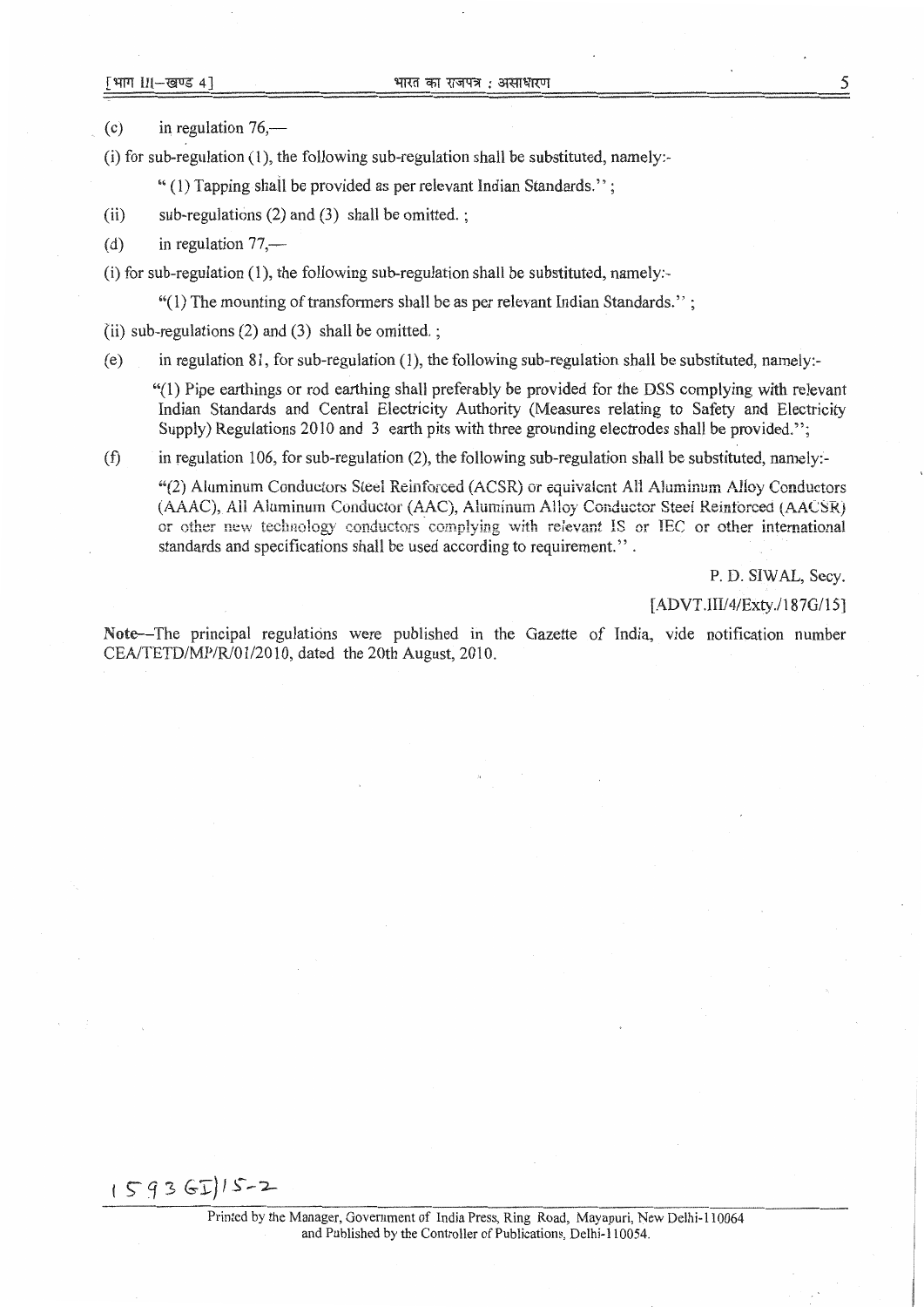(c) in regulation 76,—

(i) for sub-regulation (1), the following sub-regulation shall be substituted, namely:-

"(1) Tapping shall be provided as per relevant Indian Standards." ;

(ii) sub-regulations (2) and (3) shall be omitted. ;

(d) in regulation 77,—

(i) for sub-regulation (1), the following sub-regulation shall be substituted, namely:-

"(1) The mounting of transformers shall be as per relevant Indian Standards." ;

(ii) sub-regulations (2) and (3) shall be omitted. ;

(e) in regulation 81, for sub-regulation (1), the following sub-regulation shall be substituted, namely:-

"(1) Pipe earthings or rod earthing shall preferably be provided for the DSS complying with relevant Indian Standards and Central Electricity Authority (Measures relating to Safety and Electricity Supply) Regulations 2010 and 3 earth pits with three grounding electrodes shall be provided.";

(f) in regulation 106, for sub-regulation (2), the following sub-regulation shall be substituted, namely:-

"(2) Aluminum Conductors Steel Reinforced (ACSR) or equivalent All Aluminum Alloy Conductors (AAAC), All Aluminum Conductor (AAC), Aluminum Alloy Conductor Steel Reinforced (AACSR) or other new technology conductors complying with relevant IS or IEC or other international standards and specifications shall be used according to requirement." .

P. D. SIWAL, Secy.

[ADVT.III/4/Exty./187G/15]

Note—The principal regulations were published in the Gazette of India, vide notification number CEA/TETD/MP/R/01/2010, dated the 20th August, 2010.

1593 GI/15-2

Printed by the Manager, Government of India Press, Ring Road, Mayapuri, New Delhi-110064 and Published by the Controller of Publications, Delhi-110054.